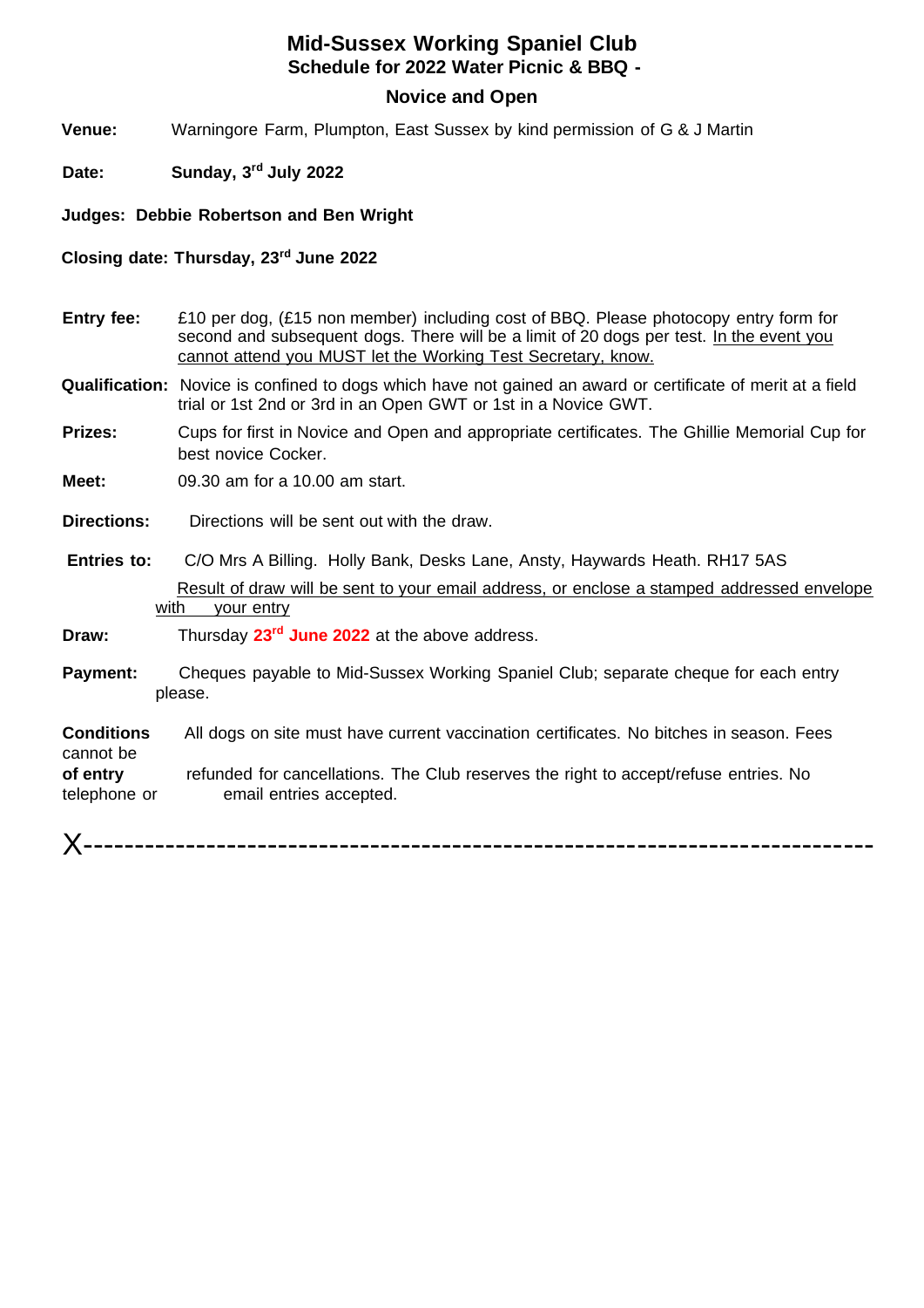# Mid-Sussex Working Spaniel Club

## Schedule for 2022 Water Picnic & BBQ -

## Novice and Open

**Venue:** Warningore Farm, Plumpton, East Sussex by kind permission of G & J Martin

**Date:** **Sunday, 3rd July 2022**

**Judges: Debbie Robertson and Ben Wright**

**Closing date: Thursday, 23rd June 2022**

**Entry fee:** £10 per dog, (£15 non member) including cost of BBQ. Please photocopy entry form for second and subsequent dogs. There will be a limit of 20 dogs per test. In the event you cannot attend you MUST let the Working Test Secretary, know.

**Qualification:** Novice is confined to dogs which have not gained an award or certificate of merit at a field trial or 1st 2nd or 3rd in an Open GWT or 1st in a Novice GWT.

**Prizes:** Cups for first in Novice and Open and appropriate certificates. The Ghillie Memorial Cup for best novice Cocker.

**Meet:** 09.30 am for a 10.00 am start.

**Directions:** Directions will be sent out with the draw.

**Entries to:** C/O Mrs A Billing. Holly Bank, Desks Lane, Ansty, Haywards Heath. RH17 5AS

Result of draw will be sent to your email address, or enclose a stamped addressed envelope with your entry

**Draw:** Thursday **23rd June 2022** at the above address.

**Payment:** Cheques payable to Mid-Sussex Working Spaniel Club; separate cheque for each entry please.

**Conditions of entry:** All dogs on site must have current vaccination certificates. No bitches in season. Fees cannot be refunded for cancellations. The Club reserves the right to accept/refuse entries. No telephone or email entries accepted.

X-------------------------------------------------------------------------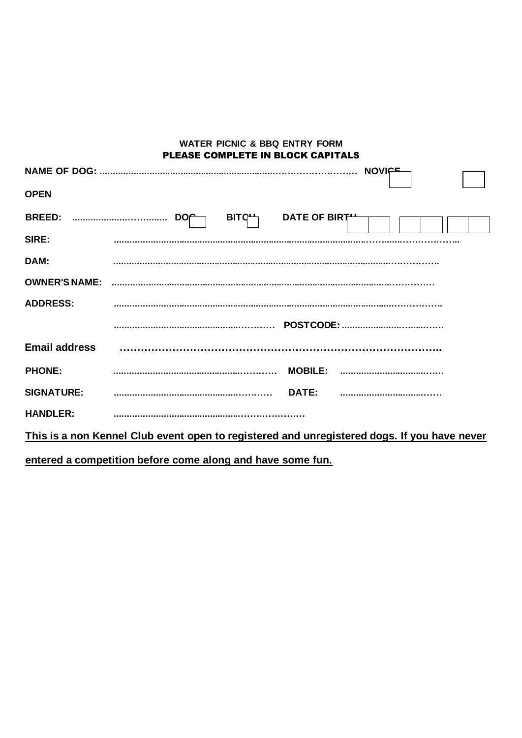**WATER PICNIC & BBQ ENTRY FORM**

**PLEASE COMPLETE IN BLOCK CAPITALS**

**NAME OF DOG:** ................................................................................................ **NOVICE** ☐ ☐

**OPEN**

**BREED:** .................................. **DOG** ☐ **BITCH** ☐ **DATE OF BIRTH** ☐☐ ☐☐ ☐☐

**SIRE:** ................................................................................................................................

**DAM:** ..........................................................................................................................

**OWNER'S NAME:** ..........................................................................................................

**ADDRESS:** ..........................................................................................................................

.................................................... **POSTCODE:** ..........................................

**Email address** ……………………………………………………………………………….

**PHONE:** .................................................... **MOBILE:** ..........................................

**SIGNATURE:** .................................................... **DATE:** ..........................................

**HANDLER:** ....................................................................

**<u>This is a non Kennel Club event open to registered and unregistered dogs. If you have never entered a competition before come along and have some fun.</u>**